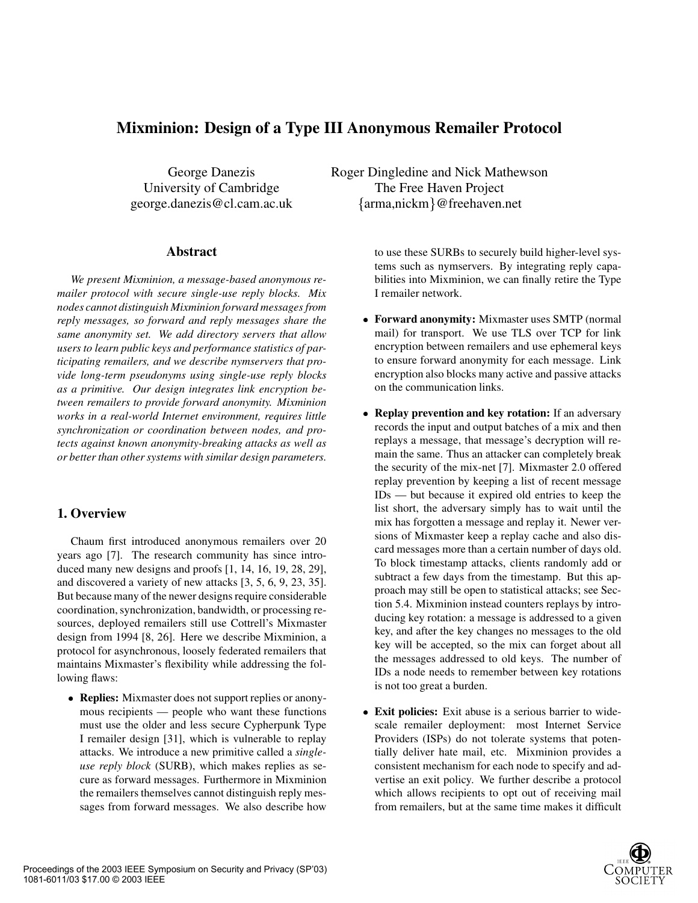# Mixminion: Design of a Type III Anonymous Remailer Protocol

George Danezis
University of Cambridge
george.danezis@cl.cam.ac.uk

Roger Dingledine and Nick Mathewson
The Free Haven Project
{arma,nickm}@freehaven.net

## Abstract

*We present Mixminion, a message-based anonymous remailer protocol with secure single-use reply blocks. Mix nodes cannot distinguish Mixminion forward messages from reply messages, so forward and reply messages share the same anonymity set. We add directory servers that allow users to learn public keys and performance statistics of participating remailers, and we describe nymservers that provide long-term pseudonyms using single-use reply blocks as a primitive. Our design integrates link encryption between remailers to provide forward anonymity. Mixminion works in a real-world Internet environment, requires little synchronization or coordination between nodes, and protects against known anonymity-breaking attacks as well as or better than other systems with similar design parameters.*

## 1. Overview

Chaum first introduced anonymous remailers over 20 years ago [7]. The research community has since introduced many new designs and proofs [1, 14, 16, 19, 28, 29], and discovered a variety of new attacks [3, 5, 6, 9, 23, 35]. But because many of the newer designs require considerable coordination, synchronization, bandwidth, or processing resources, deployed remailers still use Cottrell's Mixmaster design from 1994 [8, 26]. Here we describe Mixminion, a protocol for asynchronous, loosely federated remailers that maintains Mixmaster's flexibility while addressing the following flaws:

- **Replies:** Mixmaster does not support replies or anonymous recipients — people who want these functions must use the older and less secure Cypherpunk Type I remailer design [31], which is vulnerable to replay attacks. We introduce a new primitive called a *single-use reply block* (SURB), which makes replies as secure as forward messages. Furthermore in Mixminion the remailers themselves cannot distinguish reply messages from forward messages. We also describe how to use these SURBs to securely build higher-level systems such as nymservers. By integrating reply capabilities into Mixminion, we can finally retire the Type I remailer network.

- **Forward anonymity:** Mixmaster uses SMTP (normal mail) for transport. We use TLS over TCP for link encryption between remailers and use ephemeral keys to ensure forward anonymity for each message. Link encryption also blocks many active and passive attacks on the communication links.

- **Replay prevention and key rotation:** If an adversary records the input and output batches of a mix and then replays a message, that message's decryption will remain the same. Thus an attacker can completely break the security of the mix-net [7]. Mixmaster 2.0 offered replay prevention by keeping a list of recent message IDs — but because it expired old entries to keep the list short, the adversary simply has to wait until the mix has forgotten a message and replay it. Newer versions of Mixmaster keep a replay cache and also discard messages more than a certain number of days old. To block timestamp attacks, clients randomly add or subtract a few days from the timestamp. But this approach may still be open to statistical attacks; see Section 5.4. Mixminion instead counters replays by introducing key rotation: a message is addressed to a given key, and after the key changes no messages to the old key will be accepted, so the mix can forget about all the messages addressed to old keys. The number of IDs a node needs to remember between key rotations is not too great a burden.

- **Exit policies:** Exit abuse is a serious barrier to wide-scale remailer deployment: most Internet Service Providers (ISPs) do not tolerate systems that potentially deliver hate mail, etc. Mixminion provides a consistent mechanism for each node to specify and advertise an exit policy. We further describe a protocol which allows recipients to opt out of receiving mail from remailers, but at the same time makes it difficult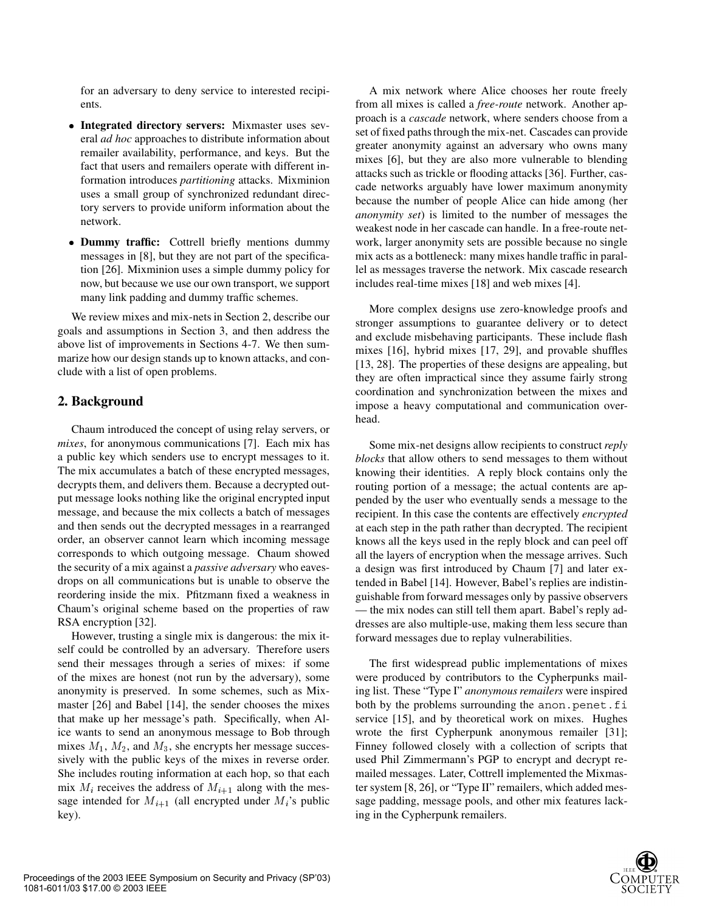for an adversary to deny service to interested recipients.

- **Integrated directory servers:** Mixmaster uses several *ad hoc* approaches to distribute information about remailer availability, performance, and keys. But the fact that users and remailers operate with different information introduces *partitioning* attacks. Mixminion uses a small group of synchronized redundant directory servers to provide uniform information about the network.
- **Dummy traffic:** Cottrell briefly mentions dummy messages in [8], but they are not part of the specification [26]. Mixminion uses a simple dummy policy for now, but because we use our own transport, we support many link padding and dummy traffic schemes.

We review mixes and mix-nets in Section 2, describe our goals and assumptions in Section 3, and then address the above list of improvements in Sections 4-7. We then summarize how our design stands up to known attacks, and conclude with a list of open problems.

## 2. Background

Chaum introduced the concept of using relay servers, or *mixes*, for anonymous communications [7]. Each mix has a public key which senders use to encrypt messages to it. The mix accumulates a batch of these encrypted messages, decrypts them, and delivers them. Because a decrypted output message looks nothing like the original encrypted input message, and because the mix collects a batch of messages and then sends out the decrypted messages in a rearranged order, an observer cannot learn which incoming message corresponds to which outgoing message. Chaum showed the security of a mix against a *passive adversary* who eavesdrops on all communications but is unable to observe the reordering inside the mix. Pfitzmann fixed a weakness in Chaum's original scheme based on the properties of raw RSA encryption [32].

However, trusting a single mix is dangerous: the mix itself could be controlled by an adversary. Therefore users send their messages through a series of mixes: if some of the mixes are honest (not run by the adversary), some anonymity is preserved. In some schemes, such as Mixmaster [26] and Babel [14], the sender chooses the mixes that make up her message's path. Specifically, when Alice wants to send an anonymous message to Bob through mixes $M_1$, $M_2$, and $M_3$, she encrypts her message successively with the public keys of the mixes in reverse order. She includes routing information at each hop, so that each mix $M_i$ receives the address of $M_{i+1}$ along with the message intended for $M_{i+1}$ (all encrypted under $M_i$'s public key).

A mix network where Alice chooses her route freely from all mixes is called a *free-route* network. Another approach is a *cascade* network, where senders choose from a set of fixed paths through the mix-net. Cascades can provide greater anonymity against an adversary who owns many mixes [6], but they are also more vulnerable to blending attacks such as trickle or flooding attacks [36]. Further, cascade networks arguably have lower maximum anonymity because the number of people Alice can hide among (her *anonymity set*) is limited to the number of messages the weakest node in her cascade can handle. In a free-route network, larger anonymity sets are possible because no single mix acts as a bottleneck: many mixes handle traffic in parallel as messages traverse the network. Mix cascade research includes real-time mixes [18] and web mixes [4].

More complex designs use zero-knowledge proofs and stronger assumptions to guarantee delivery or to detect and exclude misbehaving participants. These include flash mixes [16], hybrid mixes [17, 29], and provable shuffles [13, 28]. The properties of these designs are appealing, but they are often impractical since they assume fairly strong coordination and synchronization between the mixes and impose a heavy computational and communication overhead.

Some mix-net designs allow recipients to construct *reply blocks* that allow others to send messages to them without knowing their identities. A reply block contains only the routing portion of a message; the actual contents are appended by the user who eventually sends a message to the recipient. In this case the contents are effectively *encrypted* at each step in the path rather than decrypted. The recipient knows all the keys used in the reply block and can peel off all the layers of encryption when the message arrives. Such a design was first introduced by Chaum [7] and later extended in Babel [14]. However, Babel's replies are indistinguishable from forward messages only by passive observers — the mix nodes can still tell them apart. Babel's reply addresses are also multiple-use, making them less secure than forward messages due to replay vulnerabilities.

The first widespread public implementations of mixes were produced by contributors to the Cypherpunks mailing list. These "Type I" *anonymous remailers* were inspired both by the problems surrounding the `anon.penet.fi` service [15], and by theoretical work on mixes. Hughes wrote the first Cypherpunk anonymous remailer [31]; Finney followed closely with a collection of scripts that used Phil Zimmermann's PGP to encrypt and decrypt remailed messages. Later, Cottrell implemented the Mixmaster system [8, 26], or "Type II" remailers, which added message padding, message pools, and other mix features lacking in the Cypherpunk remailers.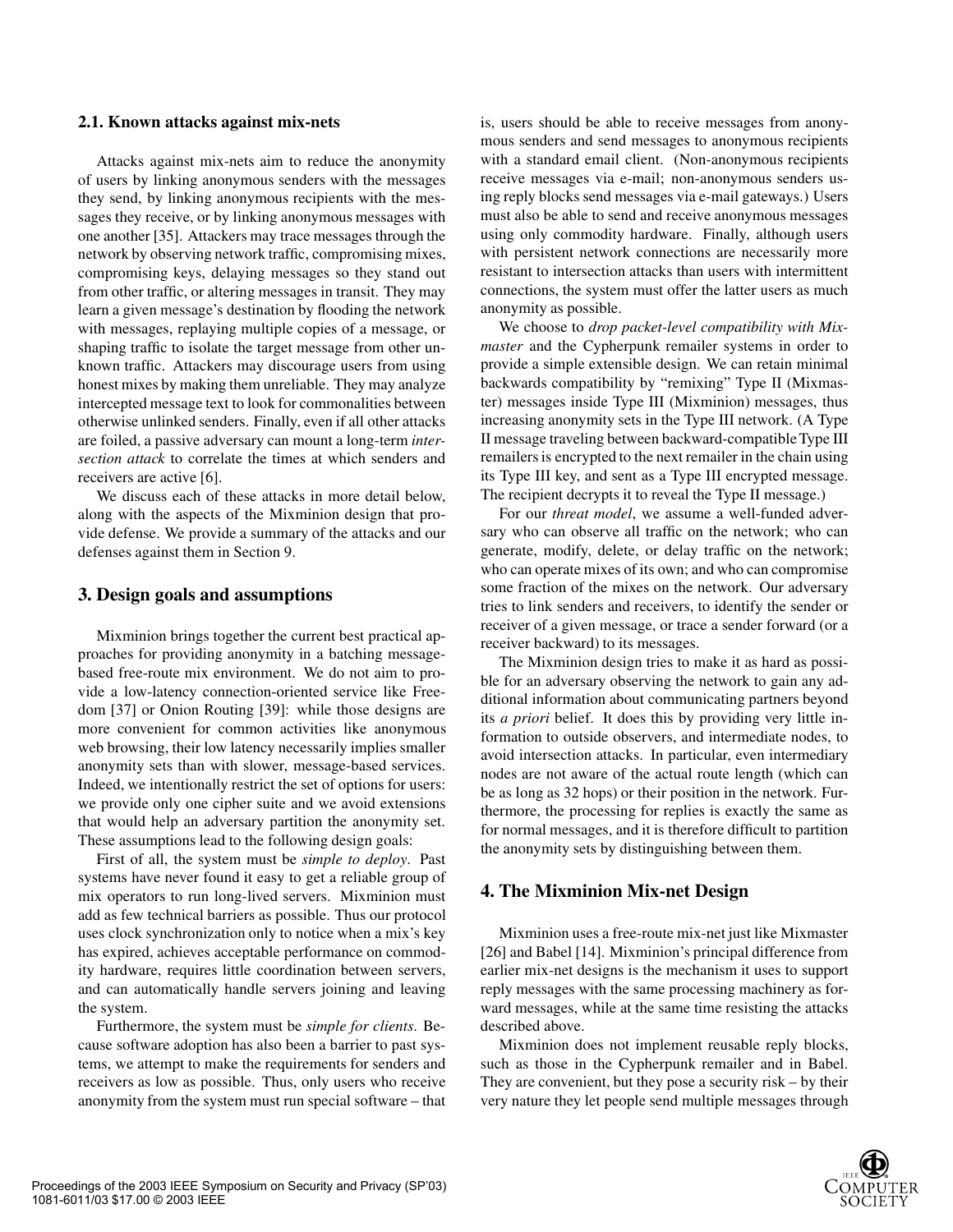### 2.1. Known attacks against mix-nets

Attacks against mix-nets aim to reduce the anonymity of users by linking anonymous senders with the messages they send, by linking anonymous recipients with the messages they receive, or by linking anonymous messages with one another [35]. Attackers may trace messages through the network by observing network traffic, compromising mixes, compromising keys, delaying messages so they stand out from other traffic, or altering messages in transit. They may learn a given message's destination by flooding the network with messages, replaying multiple copies of a message, or shaping traffic to isolate the target message from other unknown traffic. Attackers may discourage users from using honest mixes by making them unreliable. They may analyze intercepted message text to look for commonalities between otherwise unlinked senders. Finally, even if all other attacks are foiled, a passive adversary can mount a long-term *intersection attack* to correlate the times at which senders and receivers are active [6].

We discuss each of these attacks in more detail below, along with the aspects of the Mixminion design that provide defense. We provide a summary of the attacks and our defenses against them in Section 9.

## 3. Design goals and assumptions

Mixminion brings together the current best practical approaches for providing anonymity in a batching message-based free-route mix environment. We do not aim to provide a low-latency connection-oriented service like Freedom [37] or Onion Routing [39]: while those designs are more convenient for common activities like anonymous web browsing, their low latency necessarily implies smaller anonymity sets than with slower, message-based services. Indeed, we intentionally restrict the set of options for users: we provide only one cipher suite and we avoid extensions that would help an adversary partition the anonymity set. These assumptions lead to the following design goals:

First of all, the system must be *simple to deploy*. Past systems have never found it easy to get a reliable group of mix operators to run long-lived servers. Mixminion must add as few technical barriers as possible. Thus our protocol uses clock synchronization only to notice when a mix's key has expired, achieves acceptable performance on commodity hardware, requires little coordination between servers, and can automatically handle servers joining and leaving the system.

Furthermore, the system must be *simple for clients*. Because software adoption has also been a barrier to past systems, we attempt to make the requirements for senders and receivers as low as possible. Thus, only users who receive anonymity from the system must run special software – that is, users should be able to receive messages from anonymous senders and send messages to anonymous recipients with a standard email client. (Non-anonymous recipients receive messages via e-mail; non-anonymous senders using reply blocks send messages via e-mail gateways.) Users must also be able to send and receive anonymous messages using only commodity hardware. Finally, although users with persistent network connections are necessarily more resistant to intersection attacks than users with intermittent connections, the system must offer the latter users as much anonymity as possible.

We choose to *drop packet-level compatibility with Mixmaster* and the Cypherpunk remailer systems in order to provide a simple extensible design. We can retain minimal backwards compatibility by "remixing" Type II (Mixmaster) messages inside Type III (Mixminion) messages, thus increasing anonymity sets in the Type III network. (A Type II message traveling between backward-compatible Type III remailers is encrypted to the next remailer in the chain using its Type III key, and sent as a Type III encrypted message. The recipient decrypts it to reveal the Type II message.)

For our *threat model*, we assume a well-funded adversary who can observe all traffic on the network; who can generate, modify, delete, or delay traffic on the network; who can operate mixes of its own; and who can compromise some fraction of the mixes on the network. Our adversary tries to link senders and receivers, to identify the sender or receiver of a given message, or trace a sender forward (or a receiver backward) to its messages.

The Mixminion design tries to make it as hard as possible for an adversary observing the network to gain any additional information about communicating partners beyond its *a priori* belief. It does this by providing very little information to outside observers, and intermediate nodes, to avoid intersection attacks. In particular, even intermediary nodes are not aware of the actual route length (which can be as long as 32 hops) or their position in the network. Furthermore, the processing for replies is exactly the same as for normal messages, and it is therefore difficult to partition the anonymity sets by distinguishing between them.

## 4. The Mixminion Mix-net Design

Mixminion uses a free-route mix-net just like Mixmaster [26] and Babel [14]. Mixminion's principal difference from earlier mix-net designs is the mechanism it uses to support reply messages with the same processing machinery as forward messages, while at the same time resisting the attacks described above.

Mixminion does not implement reusable reply blocks, such as those in the Cypherpunk remailer and in Babel. They are convenient, but they pose a security risk – by their very nature they let people send multiple messages through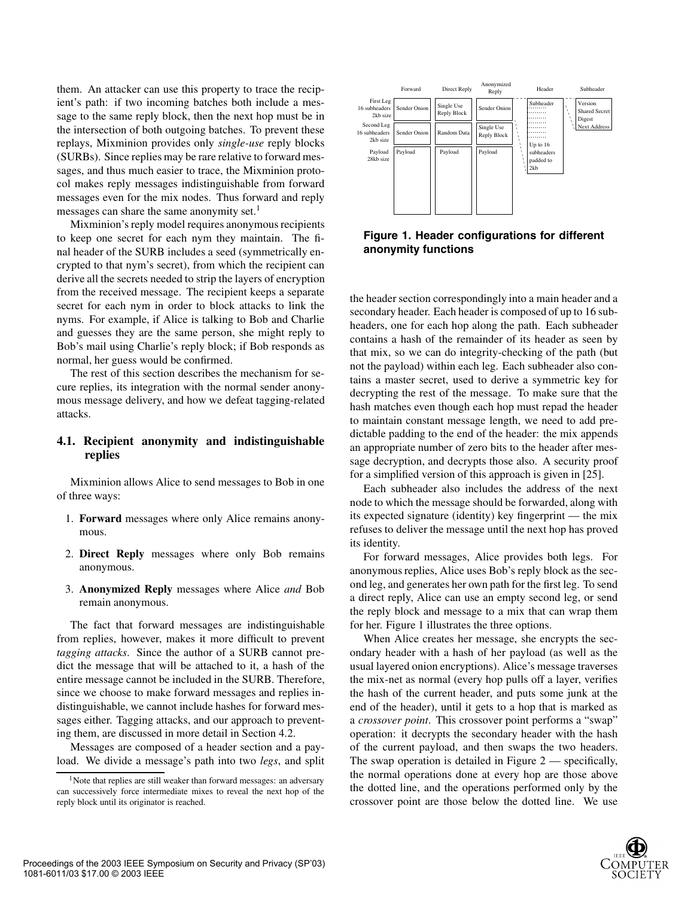them. An attacker can use this property to trace the recipient's path: if two incoming batches both include a message to the same reply block, then the next hop must be in the intersection of both outgoing batches. To prevent these replays, Mixminion provides only *single-use* reply blocks (SURBs). Since replies may be rare relative to forward messages, and thus much easier to trace, the Mixminion protocol makes reply messages indistinguishable from forward messages even for the mix nodes. Thus forward and reply messages can share the same anonymity set.[1]

Mixminion's reply model requires anonymous recipients to keep one secret for each nym they maintain. The final header of the SURB includes a seed (symmetrically encrypted to that nym's secret), from which the recipient can derive all the secrets needed to strip the layers of encryption from the received message. The recipient keeps a separate secret for each nym in order to block attacks to link the nyms. For example, if Alice is talking to Bob and Charlie and guesses they are the same person, she might reply to Bob's mail using Charlie's reply block; if Bob responds as normal, her guess would be confirmed.

The rest of this section describes the mechanism for secure replies, its integration with the normal sender anonymous message delivery, and how we defeat tagging-related attacks.

### 4.1. Recipient anonymity and indistinguishable replies

Mixminion allows Alice to send messages to Bob in one of three ways:

1. **Forward** messages where only Alice remains anonymous.
2. **Direct Reply** messages where only Bob remains anonymous.
3. **Anonymized Reply** messages where Alice *and* Bob remain anonymous.

The fact that forward messages are indistinguishable from replies, however, makes it more difficult to prevent *tagging attacks*. Since the author of a SURB cannot predict the message that will be attached to it, a hash of the entire message cannot be included in the SURB. Therefore, since we choose to make forward messages and replies indistinguishable, we cannot include hashes for forward messages either. Tagging attacks, and our approach to preventing them, are discussed in more detail in Section 4.2.

Messages are composed of a header section and a payload. We divide a message's path into two *legs*, and split the header section correspondingly into a main header and a secondary header. Each header is composed of up to 16 subheaders, one for each hop along the path. Each subheader contains a hash of the remainder of its header as seen by that mix, so we can do integrity-checking of the path (but not the payload) within each leg. Each subheader also contains a master secret, used to derive a symmetric key for decrypting the rest of the message. To make sure that the hash matches even though each hop must repad the header to maintain constant message length, we need to add predictable padding to the end of the header: the mix appends an appropriate number of zero bits to the header after message decryption, and decrypts those also. A security proof for a simplified version of this approach is given in [25].

Forward
Direct Reply
Anonymized Reply
Header
Subheader
First Leg 16 subheaders 2kb size
Sender Onion
Single Use Reply Block
Sender Onion
Second Leg 16 subheaders 2kb size
Sender Onion
Random Data
Single Use Reply Block
Payload 28kb size
Payload
Payload
Payload
Subheader
Up to 16 subheaders padded to 2kb
Version
Shared Secret
Digest
Next Address

**Figure 1. Header configurations for different anonymity functions**

Each subheader also includes the address of the next node to which the message should be forwarded, along with its expected signature (identity) key fingerprint — the mix refuses to deliver the message until the next hop has proved its identity.

For forward messages, Alice provides both legs. For anonymous replies, Alice uses Bob's reply block as the second leg, and generates her own path for the first leg. To send a direct reply, Alice can use an empty second leg, or send the reply block and message to a mix that can wrap them for her. Figure 1 illustrates the three options.

When Alice creates her message, she encrypts the secondary header with a hash of her payload (as well as the usual layered onion encryptions). Alice's message traverses the mix-net as normal (every hop pulls off a layer, verifies the hash of the current header, and puts some junk at the end of the header), until it gets to a hop that is marked as a *crossover point*. This crossover point performs a "swap" operation: it decrypts the secondary header with the hash of the current payload, and then swaps the two headers. The swap operation is detailed in Figure 2 — specifically, the normal operations done at every hop are those above the dotted line, and the operations performed only by the crossover point are those below the dotted line. We use

[1] Note that replies are still weaker than forward messages: an adversary can successively force intermediate mixes to reveal the next hop of the reply block until its originator is reached.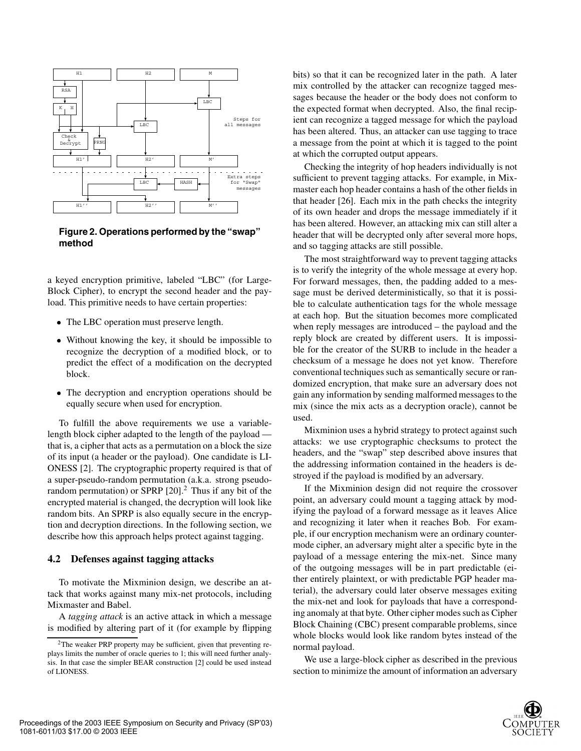H1

RSA

K H

Check & Decrypt

PRNG

H1'

H2

LBC

H2'

M

LBC

M'

Steps for all messages

LBC

HASH

Extra steps for "Swap" messages

H1''

H2''

M''

**Figure 2. Operations performed by the "swap" method**

a keyed encryption primitive, labeled "LBC" (for Large-Block Cipher), to encrypt the second header and the payload. This primitive needs to have certain properties:

- The LBC operation must preserve length.
- Without knowing the key, it should be impossible to recognize the decryption of a modified block, or to predict the effect of a modification on the decrypted block.
- The decryption and encryption operations should be equally secure when used for encryption.

To fulfill the above requirements we use a variable-length block cipher adapted to the length of the payload — that is, a cipher that acts as a permutation on a block the size of its input (a header or the payload). One candidate is LIONESS [2]. The cryptographic property required is that of a super-pseudo-random permutation (a.k.a. strong pseudo-random permutation) or SPRP [20].[2] Thus if any bit of the encrypted material is changed, the decryption will look like random bits. An SPRP is also equally secure in the encryption and decryption directions. In the following section, we describe how this approach helps protect against tagging.

### 4.2 Defenses against tagging attacks

To motivate the Mixminion design, we describe an attack that works against many mix-net protocols, including Mixmaster and Babel.

A *tagging attack* is an active attack in which a message is modified by altering part of it (for example by flipping bits) so that it can be recognized later in the path. A later mix controlled by the attacker can recognize tagged messages because the header or the body does not conform to the expected format when decrypted. Also, the final recipient can recognize a tagged message for which the payload has been altered. Thus, an attacker can use tagging to trace a message from the point at which it is tagged to the point at which the corrupted output appears.

Checking the integrity of hop headers individually is not sufficient to prevent tagging attacks. For example, in Mixmaster each hop header contains a hash of the other fields in that header [26]. Each mix in the path checks the integrity of its own header and drops the message immediately if it has been altered. However, an attacking mix can still alter a header that will be decrypted only after several more hops, and so tagging attacks are still possible.

The most straightforward way to prevent tagging attacks is to verify the integrity of the whole message at every hop. For forward messages, then, the padding added to a message must be derived deterministically, so that it is possible to calculate authentication tags for the whole message at each hop. But the situation becomes more complicated when reply messages are introduced – the payload and the reply block are created by different users. It is impossible for the creator of the SURB to include in the header a checksum of a message he does not yet know. Therefore conventional techniques such as semantically secure or randomized encryption, that make sure an adversary does not gain any information by sending malformed messages to the mix (since the mix acts as a decryption oracle), cannot be used.

Mixminion uses a hybrid strategy to protect against such attacks: we use cryptographic checksums to protect the headers, and the "swap" step described above insures that the addressing information contained in the headers is destroyed if the payload is modified by an adversary.

If the Mixminion design did not require the crossover point, an adversary could mount a tagging attack by modifying the payload of a forward message as it leaves Alice and recognizing it later when it reaches Bob. For example, if our encryption mechanism were an ordinary counter-mode cipher, an adversary might alter a specific byte in the payload of a message entering the mix-net. Since many of the outgoing messages will be in part predictable (either entirely plaintext, or with predictable PGP header material), the adversary could later observe messages exiting the mix-net and look for payloads that have a corresponding anomaly at that byte. Other cipher modes such as Cipher Block Chaining (CBC) present comparable problems, since whole blocks would look like random bytes instead of the normal payload.

We use a large-block cipher as described in the previous section to minimize the amount of information an adversary

[2] The weaker PRP property may be sufficient, given that preventing replays limits the number of oracle queries to 1; this will need further analysis. In that case the simpler BEAR construction [2] could be used instead of LIONESS.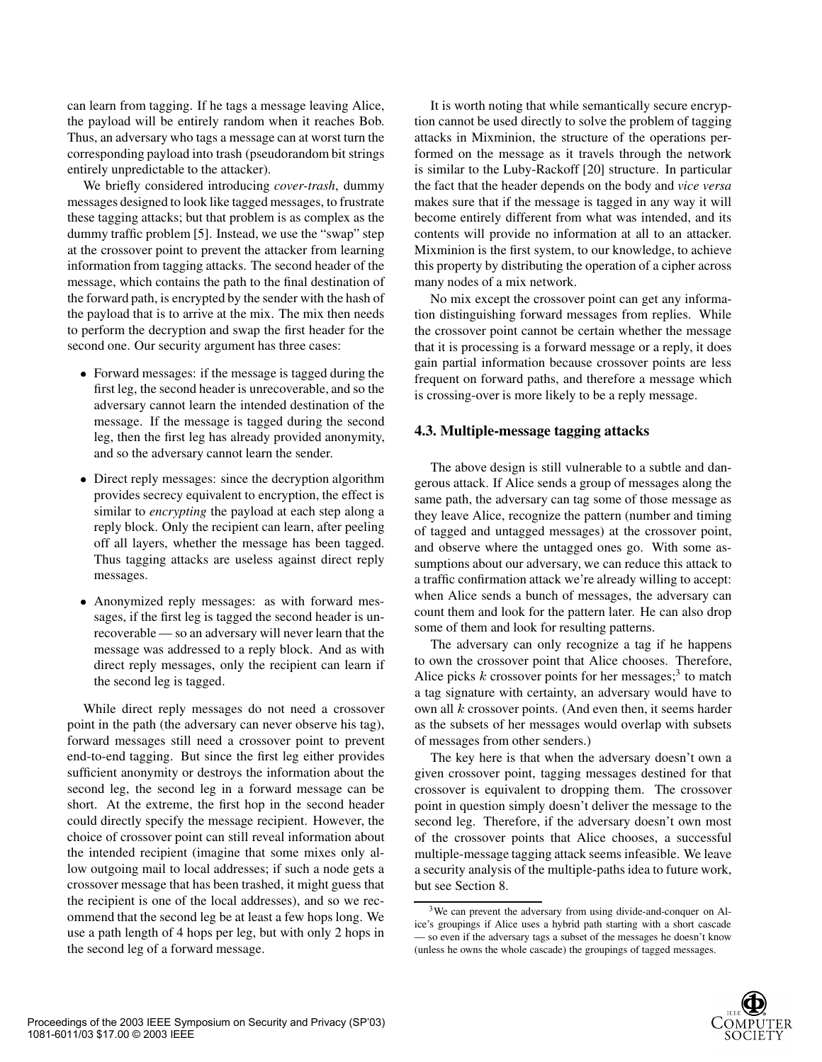can learn from tagging. If he tags a message leaving Alice, the payload will be entirely random when it reaches Bob. Thus, an adversary who tags a message can at worst turn the corresponding payload into trash (pseudorandom bit strings entirely unpredictable to the attacker).

We briefly considered introducing *cover-trash*, dummy messages designed to look like tagged messages, to frustrate these tagging attacks; but that problem is as complex as the dummy traffic problem [5]. Instead, we use the "swap" step at the crossover point to prevent the attacker from learning information from tagging attacks. The second header of the message, which contains the path to the final destination of the forward path, is encrypted by the sender with the hash of the payload that is to arrive at the mix. The mix then needs to perform the decryption and swap the first header for the second one. Our security argument has three cases:

- Forward messages: if the message is tagged during the first leg, the second header is unrecoverable, and so the adversary cannot learn the intended destination of the message. If the message is tagged during the second leg, then the first leg has already provided anonymity, and so the adversary cannot learn the sender.
- Direct reply messages: since the decryption algorithm provides secrecy equivalent to encryption, the effect is similar to *encrypting* the payload at each step along a reply block. Only the recipient can learn, after peeling off all layers, whether the message has been tagged. Thus tagging attacks are useless against direct reply messages.
- Anonymized reply messages: as with forward messages, if the first leg is tagged the second header is unrecoverable — so an adversary will never learn that the message was addressed to a reply block. And as with direct reply messages, only the recipient can learn if the second leg is tagged.

While direct reply messages do not need a crossover point in the path (the adversary can never observe his tag), forward messages still need a crossover point to prevent end-to-end tagging. But since the first leg either provides sufficient anonymity or destroys the information about the second leg, the second leg in a forward message can be short. At the extreme, the first hop in the second header could directly specify the message recipient. However, the choice of crossover point can still reveal information about the intended recipient (imagine that some mixes only allow outgoing mail to local addresses; if such a node gets a crossover message that has been trashed, it might guess that the recipient is one of the local addresses), and so we recommend that the second leg be at least a few hops long. We use a path length of 4 hops per leg, but with only 2 hops in the second leg of a forward message.

It is worth noting that while semantically secure encryption cannot be used directly to solve the problem of tagging attacks in Mixminion, the structure of the operations performed on the message as it travels through the network is similar to the Luby-Rackoff [20] structure. In particular the fact that the header depends on the body and *vice versa* makes sure that if the message is tagged in any way it will become entirely different from what was intended, and its contents will provide no information at all to an attacker. Mixminion is the first system, to our knowledge, to achieve this property by distributing the operation of a cipher across many nodes of a mix network.

No mix except the crossover point can get any information distinguishing forward messages from replies. While the crossover point cannot be certain whether the message that it is processing is a forward message or a reply, it does gain partial information because crossover points are less frequent on forward paths, and therefore a message which is crossing-over is more likely to be a reply message.

### 4.3. Multiple-message tagging attacks

The above design is still vulnerable to a subtle and dangerous attack. If Alice sends a group of messages along the same path, the adversary can tag some of those messages as they leave Alice, recognize the pattern (number and timing of tagged and untagged messages) at the crossover point, and observe where the untagged ones go. With some assumptions about our adversary, we can reduce this attack to a traffic confirmation attack we're already willing to accept: when Alice sends a bunch of messages, the adversary can count them and look for the pattern later. He can also drop some of them and look for resulting patterns.

The adversary can only recognize a tag if he happens to own the crossover point that Alice chooses. Therefore, Alice picks $k$ crossover points for her messages;[3] to match a tag signature with certainty, an adversary would have to own all $k$ crossover points. (And even then, it seems harder as the subsets of her messages would overlap with subsets of messages from other senders.)

The key here is that when the adversary doesn't own a given crossover point, tagging messages destined for that crossover is equivalent to dropping them. The crossover point in question simply doesn't deliver the message to the second leg. Therefore, if the adversary doesn't own most of the crossover points that Alice chooses, a successful multiple-message tagging attack seems infeasible. We leave a security analysis of the multiple-paths idea to future work, but see Section 8.

[3] We can prevent the adversary from using divide-and-conquer on Alice's groupings if Alice uses a hybrid path starting with a short cascade — so even if the adversary tags a subset of the messages he doesn't know (unless he owns the whole cascade) the groupings of tagged messages.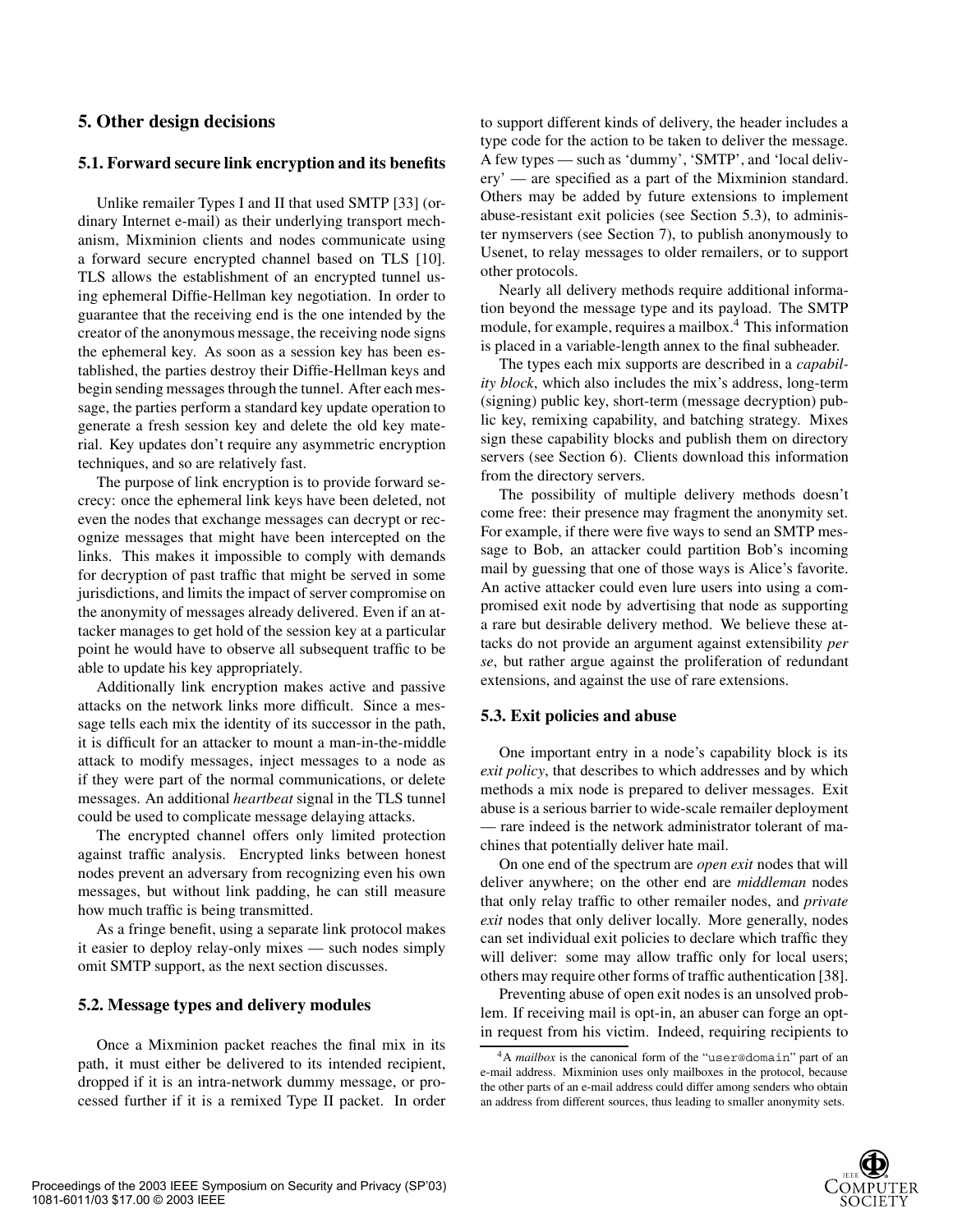## 5. Other design decisions

### 5.1. Forward secure link encryption and its benefits

Unlike remailer Types I and II that used SMTP [33] (ordinary Internet e-mail) as their underlying transport mechanism, Mixminion clients and nodes communicate using a forward secure encrypted channel based on TLS [10]. TLS allows the establishment of an encrypted tunnel using ephemeral Diffie-Hellman key negotiation. In order to guarantee that the receiving end is the one intended by the creator of the anonymous message, the receiving node signs the ephemeral key. As soon as a session key has been established, the parties destroy their Diffie-Hellman keys and begin sending messages through the tunnel. After each message, the parties perform a standard key update operation to generate a fresh session key and delete the old key material. Key updates don't require any asymmetric encryption techniques, and so are relatively fast.

The purpose of link encryption is to provide forward secrecy: once the ephemeral link keys have been deleted, not even the nodes that exchange messages can decrypt or recognize messages that might have been intercepted on the links. This makes it impossible to comply with demands for decryption of past traffic that might be served in some jurisdictions, and limits the impact of server compromise on the anonymity of messages already delivered. Even if an attacker manages to get hold of the session key at a particular point he would have to observe all subsequent traffic to be able to update his key appropriately.

Additionally link encryption makes active and passive attacks on the network links more difficult. Since a message tells each mix the identity of its successor in the path, it is difficult for an attacker to mount a man-in-the-middle attack to modify messages, inject messages to a node as if they were part of the normal communications, or delete messages. An additional *heartbeat* signal in the TLS tunnel could be used to complicate message delaying attacks.

The encrypted channel offers only limited protection against traffic analysis. Encrypted links between honest nodes prevent an adversary from recognizing even his own messages, but without link padding, he can still measure how much traffic is being transmitted.

As a fringe benefit, using a separate link protocol makes it easier to deploy relay-only mixes — such nodes simply omit SMTP support, as the next section discusses.

### 5.2. Message types and delivery modules

Once a Mixminion packet reaches the final mix in its path, it must either be delivered to its intended recipient, dropped if it is an intra-network dummy message, or processed further if it is a remixed Type II packet. In order to support different kinds of delivery, the header includes a type code for the action to be taken to deliver the message. A few types — such as 'dummy', 'SMTP', and 'local delivery' — are specified as a part of the Mixminion standard. Others may be added by future extensions to implement abuse-resistant exit policies (see Section 5.3), to administer nymservers (see Section 7), to publish anonymously to Usenet, to relay messages to older remailers, or to support other protocols.

Nearly all delivery methods require additional information beyond the message type and its payload. The SMTP module, for example, requires a mailbox.[4] This information is placed in a variable-length annex to the final subheader.

The types each mix supports are described in a *capability block*, which also includes the mix's address, long-term (signing) public key, short-term (message decryption) public key, remixing capability, and batching strategy. Mixes sign these capability blocks and publish them on directory servers (see Section 6). Clients download this information from the directory servers.

The possibility of multiple delivery methods doesn't come free: their presence may fragment the anonymity set. For example, if there were five ways to send an SMTP message to Bob, an attacker could partition Bob's incoming mail by guessing that one of those ways is Alice's favorite. An active attacker could even lure users into using a compromised exit node by advertising that node as supporting a rare but desirable delivery method. We believe these attacks do not provide an argument against extensibility *per se*, but rather argue against the proliferation of redundant extensions, and against the use of rare extensions.

### 5.3. Exit policies and abuse

One important entry in a node's capability block is its *exit policy*, that describes to which addresses and by which methods a mix node is prepared to deliver messages. Exit abuse is a serious barrier to wide-scale remailer deployment — rare indeed is the network administrator tolerant of machines that potentially deliver hate mail.

On one end of the spectrum are *open exit* nodes that will deliver anywhere; on the other end are *middleman* nodes that only relay traffic to other remailer nodes, and *private exit* nodes that only deliver locally. More generally, nodes can set individual exit policies to declare which traffic they will deliver: some may allow traffic only for local users; others may require other forms of traffic authentication [38].

Preventing abuse of open exit nodes is an unsolved problem. If receiving mail is opt-in, an abuser can forge an opt-in request from his victim. Indeed, requiring recipients to

[4] A *mailbox* is the canonical form of the "user@domain" part of an e-mail address. Mixminion uses only mailboxes in the protocol, because the other parts of an e-mail address could differ among senders who obtain an address from different sources, thus leading to smaller anonymity sets.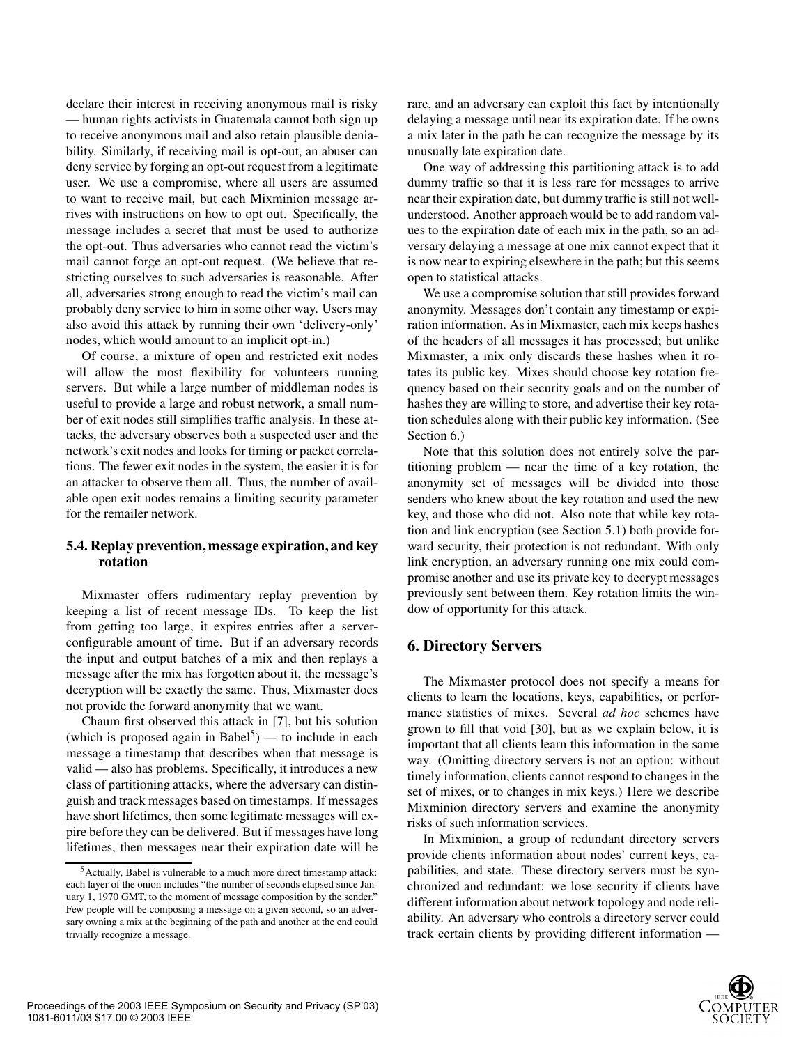declare their interest in receiving anonymous mail is risky — human rights activists in Guatemala cannot both sign up to receive anonymous mail and also retain plausible deniability. Similarly, if receiving mail is opt-out, an abuser can deny service by forging an opt-out request from a legitimate user. We use a compromise, where all users are assumed to want to receive mail, but each Mixminion message arrives with instructions on how to opt out. Specifically, the message includes a secret that must be used to authorize the opt-out. Thus adversaries who cannot read the victim's mail cannot forge an opt-out request. (We believe that restricting ourselves to such adversaries is reasonable. After all, adversaries strong enough to read the victim's mail can probably deny service to him in some other way. Users may also avoid this attack by running their own 'delivery-only' nodes, which would amount to an implicit opt-in.)

Of course, a mixture of open and restricted exit nodes will allow the most flexibility for volunteers running servers. But while a large number of middleman nodes is useful to provide a large and robust network, a small number of exit nodes still simplifies traffic analysis. In these attacks, the adversary observes both a suspected user and the network's exit nodes and looks for timing or packet correlations. The fewer exit nodes in the system, the easier it is for an attacker to observe them all. Thus, the number of available open exit nodes remains a limiting security parameter for the remailer network.

### 5.4. Replay prevention, message expiration, and key rotation

Mixmaster offers rudimentary replay prevention by keeping a list of recent message IDs. To keep the list from getting too large, it expires entries after a server-configurable amount of time. But if an adversary records the input and output batches of a mix and then replays a message after the mix has forgotten about it, the message's decryption will be exactly the same. Thus, Mixmaster does not provide the forward anonymity that we want.

Chaum first observed this attack in [7], but his solution (which is proposed again in Babel[5]) — to include in each message a timestamp that describes when that message is valid — also has problems. Specifically, it introduces a new class of partitioning attacks, where the adversary can distinguish and track messages based on timestamps. If messages have short lifetimes, then some legitimate messages will expire before they can be delivered. But if messages have long lifetimes, then messages near their expiration date will be rare, and an adversary can exploit this fact by intentionally delaying a message until near its expiration date. If he owns a mix later in the path he can recognize the message by its unusually late expiration date.

One way of addressing this partitioning attack is to add dummy traffic so that it is less rare for messages to arrive near their expiration date, but dummy traffic is still not well-understood. Another approach would be to add random values to the expiration date of each mix in the path, so an adversary delaying a message at one mix cannot expect that it is now near to expiring elsewhere in the path; but this seems open to statistical attacks.

We use a compromise solution that still provides forward anonymity. Messages don't contain any timestamp or expiration information. As in Mixmaster, each mix keeps hashes of the headers of all messages it has processed; but unlike Mixmaster, a mix only discards these hashes when it rotates its public key. Mixes should choose key rotation frequency based on their security goals and on the number of hashes they are willing to store, and advertise their key rotation schedules along with their public key information. (See Section 6.)

Note that this solution does not entirely solve the partitioning problem — near the time of a key rotation, the anonymity set of messages will be divided into those senders who knew about the key rotation and used the new key, and those who did not. Also note that while key rotation and link encryption (see Section 5.1) both provide forward security, their protection is not redundant. With only link encryption, an adversary running one mix could compromise another and use its private key to decrypt messages previously sent between them. Key rotation limits the window of opportunity for this attack.

## 6. Directory Servers

The Mixmaster protocol does not specify a means for clients to learn the locations, keys, capabilities, or performance statistics of mixes. Several *ad hoc* schemes have grown to fill that void [30], but as we explain below, it is important that all clients learn this information in the same way. (Omitting directory servers is not an option: without timely information, clients cannot respond to changes in the set of mixes, or to changes in mix keys.) Here we describe Mixminion directory servers and examine the anonymity risks of such information services.

In Mixminion, a group of redundant directory servers provide clients information about nodes' current keys, capabilities, and state. These directory servers must be synchronized and redundant: we lose security if clients have different information about network topology and node reliability. An adversary who controls a directory server could track certain clients by providing different information —

[5] Actually, Babel is vulnerable to a much more direct timestamp attack: each layer of the onion includes "the number of seconds elapsed since January 1, 1970 GMT, to the moment of message composition by the sender." Few people will be composing a message on a given second, so an adversary owning a mix at the beginning of the path and another at the end could trivially recognize a message.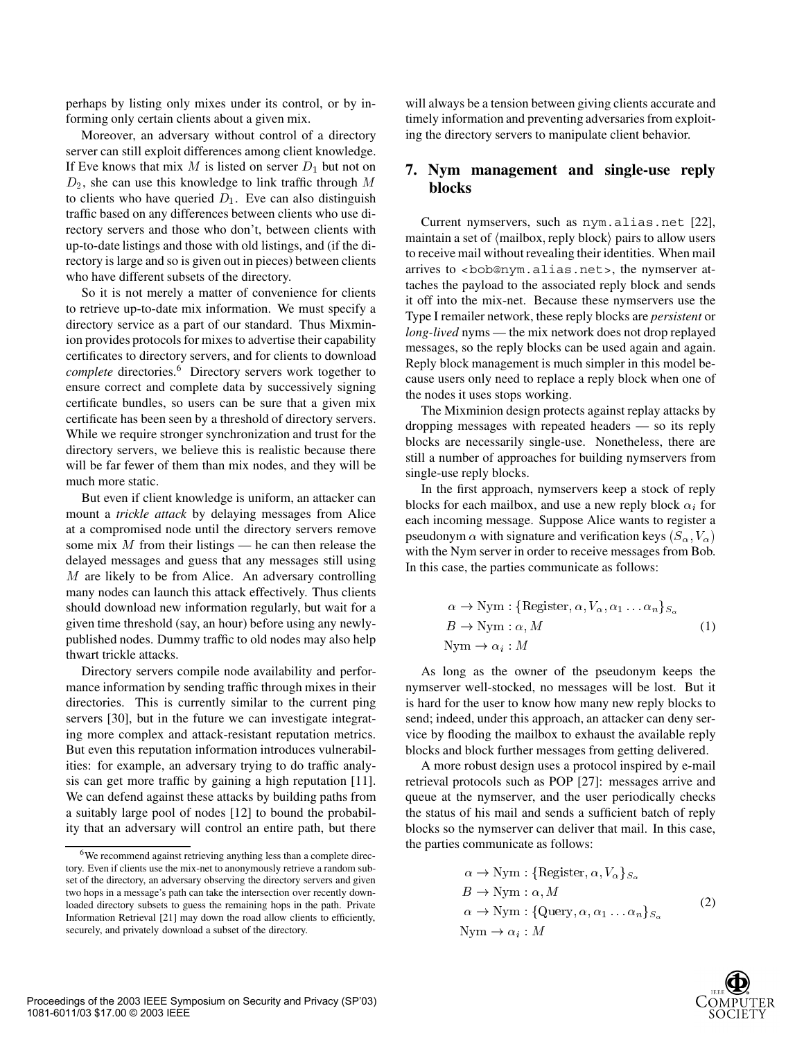perhaps by listing only mixes under its control, or by informing only certain clients about a given mix.

Moreover, an adversary without control of a directory server can still exploit differences among client knowledge. If Eve knows that mix $M$ is listed on server $D_1$ but not on $D_2$, she can use this knowledge to link traffic through $M$ to clients who have queried $D_1$. Eve can also distinguish traffic based on any differences between clients who use directory servers and those who don't, between clients with up-to-date listings and those with old listings, and (if the directory is large and so is given out in pieces) between clients who have different subsets of the directory.

So it is not merely a matter of convenience for clients to retrieve up-to-date mix information. We must specify a directory service as a part of our standard. Thus Mixminion provides protocols for mixes to advertise their capability certificates to directory servers, and for clients to download *complete* directories.[6] Directory servers work together to ensure correct and complete data by successively signing certificate bundles, so users can be sure that a given mix certificate has been seen by a threshold of directory servers. While we require stronger synchronization and trust for the directory servers, we believe this is realistic because there will be far fewer of them than mix nodes, and they will be much more static.

But even if client knowledge is uniform, an attacker can mount a *trickle attack* by delaying messages from Alice at a compromised node until the directory servers remove some mix $M$ from their listings — he can then release the delayed messages and guess that any messages still using $M$ are likely to be from Alice. An adversary controlling many nodes can launch this attack effectively. Thus clients should download new information regularly, but wait for a given time threshold (say, an hour) before using any newly-published nodes. Dummy traffic to old nodes may also help thwart trickle attacks.

Directory servers compile node availability and performance information by sending traffic through mixes in their directories. This is currently similar to the current ping servers [30], but in the future we can investigate integrating more complex and attack-resistant reputation metrics. But even this reputation information introduces vulnerabilities: for example, an adversary trying to do traffic analysis can get more traffic by gaining a high reputation [11]. We can defend against these attacks by building paths from a suitably large pool of nodes [12] to bound the probability that an adversary will control an entire path, but there will always be a tension between giving clients accurate and timely information and preventing adversaries from exploiting the directory servers to manipulate client behavior.

[6] We recommend against retrieving anything less than a complete directory. Even if clients use the mix-net to anonymously retrieve a random subset of the directory, an adversary observing the directory servers and given two hops in a message's path can take the intersection over recently downloaded directory subsets to guess the remaining hops in the path. Private Information Retrieval [21] may down the road allow clients to efficiently, securely, and privately download a subset of the directory.

## 7. Nym management and single-use reply blocks

Current nymservers, such as `nym.alias.net` [22], maintain a set of $\langle$mailbox, reply block$\rangle$ pairs to allow users to receive mail without revealing their identities. When mail arrives to `<bob@nym.alias.net>`, the nymserver attaches the payload to the associated reply block and sends it off into the mix-net. Because these nymservers use the Type I remailer network, these reply blocks are *persistent* or *long-lived* nyms — the mix network does not drop replayed messages, so the reply blocks can be used again and again. Reply block management is much simpler in this model because users only need to replace a reply block when one of the nodes it uses stops working.

The Mixminion design protects against replay attacks by dropping messages with repeated headers — so its reply blocks are necessarily single-use. Nonetheless, there are still a number of approaches for building nymservers from single-use reply blocks.

In the first approach, nymservers keep a stock of reply blocks for each mailbox, and use a new reply block $\alpha_i$ for each incoming message. Suppose Alice wants to register a pseudonym $\alpha$ with signature and verification keys $(S_\alpha, V_\alpha)$ with the Nym server in order to receive messages from Bob. In this case, the parties communicate as follows:

$$
\begin{aligned}
\alpha \rightarrow \mathrm{Nym} &: \{\mathrm{Register}, \alpha, V_\alpha, \alpha_1 \ldots \alpha_n\}_{S_\alpha} \\
B \rightarrow \mathrm{Nym} &: \alpha, M \\
\mathrm{Nym} \rightarrow \alpha_i &: M
\end{aligned}
\tag{1}
$$

As long as the owner of the pseudonym keeps the nymserver well-stocked, no messages will be lost. But it is hard for the user to know how many new reply blocks to send; indeed, under this approach, an attacker can deny service by flooding the mailbox to exhaust the available reply blocks and block further messages from getting delivered.

A more robust design uses a protocol inspired by e-mail retrieval protocols such as POP [27]: messages arrive and queue at the nymserver, and the user periodically checks the status of his mail and sends a sufficient batch of reply blocks so the nymserver can deliver that mail. In this case, the parties communicate as follows:

$$
\begin{aligned}
\alpha \rightarrow \mathrm{Nym} &: \{\mathrm{Register}, \alpha, V_\alpha\}_{S_\alpha} \\
B \rightarrow \mathrm{Nym} &: \alpha, M \\
\alpha \rightarrow \mathrm{Nym} &: \{\mathrm{Query}, \alpha, \alpha_1 \ldots \alpha_n\}_{S_\alpha} \\
\mathrm{Nym} \rightarrow \alpha_i &: M
\end{aligned}
\tag{2}
$$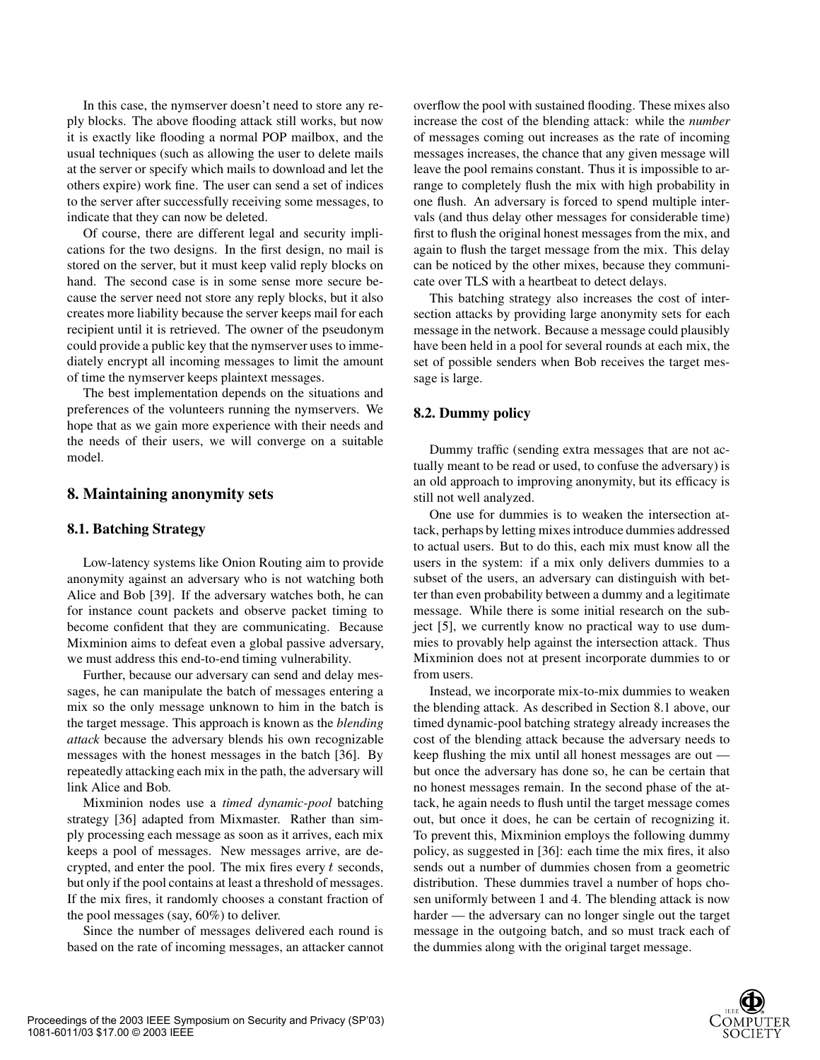In this case, the nymserver doesn't need to store any reply blocks. The above flooding attack still works, but now it is exactly like flooding a normal POP mailbox, and the usual techniques (such as allowing the user to delete mails at the server or specify which mails to download and let the others expire) work fine. The user can send a set of indices to the server after successfully receiving some messages, to indicate that they can now be deleted.

Of course, there are different legal and security implications for the two designs. In the first design, no mail is stored on the server, but it must keep valid reply blocks on hand. The second case is in some sense more secure because the server need not store any reply blocks, but it also creates more liability because the server keeps mail for each recipient until it is retrieved. The owner of the pseudonym could provide a public key that the nymserver uses to immediately encrypt all incoming messages to limit the amount of time the nymserver keeps plaintext messages.

The best implementation depends on the situations and preferences of the volunteers running the nymservers. We hope that as we gain more experience with their needs and the needs of their users, we will converge on a suitable model.

## 8. Maintaining anonymity sets

### 8.1. Batching Strategy

Low-latency systems like Onion Routing aim to provide anonymity against an adversary who is not watching both Alice and Bob [39]. If the adversary watches both, he can for instance count packets and observe packet timing to become confident that they are communicating. Because Mixminion aims to defeat even a global passive adversary, we must address this end-to-end timing vulnerability.

Further, because our adversary can send and delay messages, he can manipulate the batch of messages entering a mix so the only message unknown to him in the batch is the target message. This approach is known as the *blending attack* because the adversary blends his own recognizable messages with the honest messages in the batch [36]. By repeatedly attacking each mix in the path, the adversary will link Alice and Bob.

Mixminion nodes use a *timed dynamic-pool* batching strategy [36] adapted from Mixmaster. Rather than simply processing each message as soon as it arrives, each mix keeps a pool of messages. New messages arrive, are decrypted, and enter the pool. The mix fires every $t$ seconds, but only if the pool contains at least a threshold of messages. If the mix fires, it randomly chooses a constant fraction of the pool messages (say, 60%) to deliver.

Since the number of messages delivered each round is based on the rate of incoming messages, an attacker cannot overflow the pool with sustained flooding. These mixes also increase the cost of the blending attack: while the *number* of messages coming out increases as the rate of incoming messages increases, the chance that any given message will leave the pool remains constant. Thus it is impossible to arrange to completely flush the mix with high probability in one flush. An adversary is forced to spend multiple intervals (and thus delay other messages for considerable time) first to flush the original honest messages from the mix, and again to flush the target message from the mix. This delay can be noticed by the other mixes, because they communicate over TLS with a heartbeat to detect delays.

This batching strategy also increases the cost of intersection attacks by providing large anonymity sets for each message in the network. Because a message could plausibly have been held in a pool for several rounds at each mix, the set of possible senders when Bob receives the target message is large.

### 8.2. Dummy policy

Dummy traffic (sending extra messages that are not actually meant to be read or used, to confuse the adversary) is an old approach to improving anonymity, but its efficacy is still not well analyzed.

One use for dummies is to weaken the intersection attack, perhaps by letting mixes introduce dummies addressed to actual users. But to do this, each mix must know all the users in the system: if a mix only delivers dummies to a subset of the users, an adversary can distinguish with better than even probability between a dummy and a legitimate message. While there is some initial research on the subject [5], we currently know no practical way to use dummies to provably help against the intersection attack. Thus Mixminion does not at present incorporate dummies to or from users.

Instead, we incorporate mix-to-mix dummies to weaken the blending attack. As described in Section 8.1 above, our timed dynamic-pool batching strategy already increases the cost of the blending attack because the adversary needs to keep flushing the mix until all honest messages are out — but once the adversary has done so, he can be certain that no honest messages remain. In the second phase of the attack, he again needs to flush until the target message comes out, but once it does, he can be certain of recognizing it. To prevent this, Mixminion employs the following dummy policy, as suggested in [36]: each time the mix fires, it also sends out a number of dummies chosen from a geometric distribution. These dummies travel a number of hops chosen uniformly between 1 and 4. The blending attack is now harder — the adversary can no longer single out the target message in the outgoing batch, and so must track each of the dummies along with the original target message.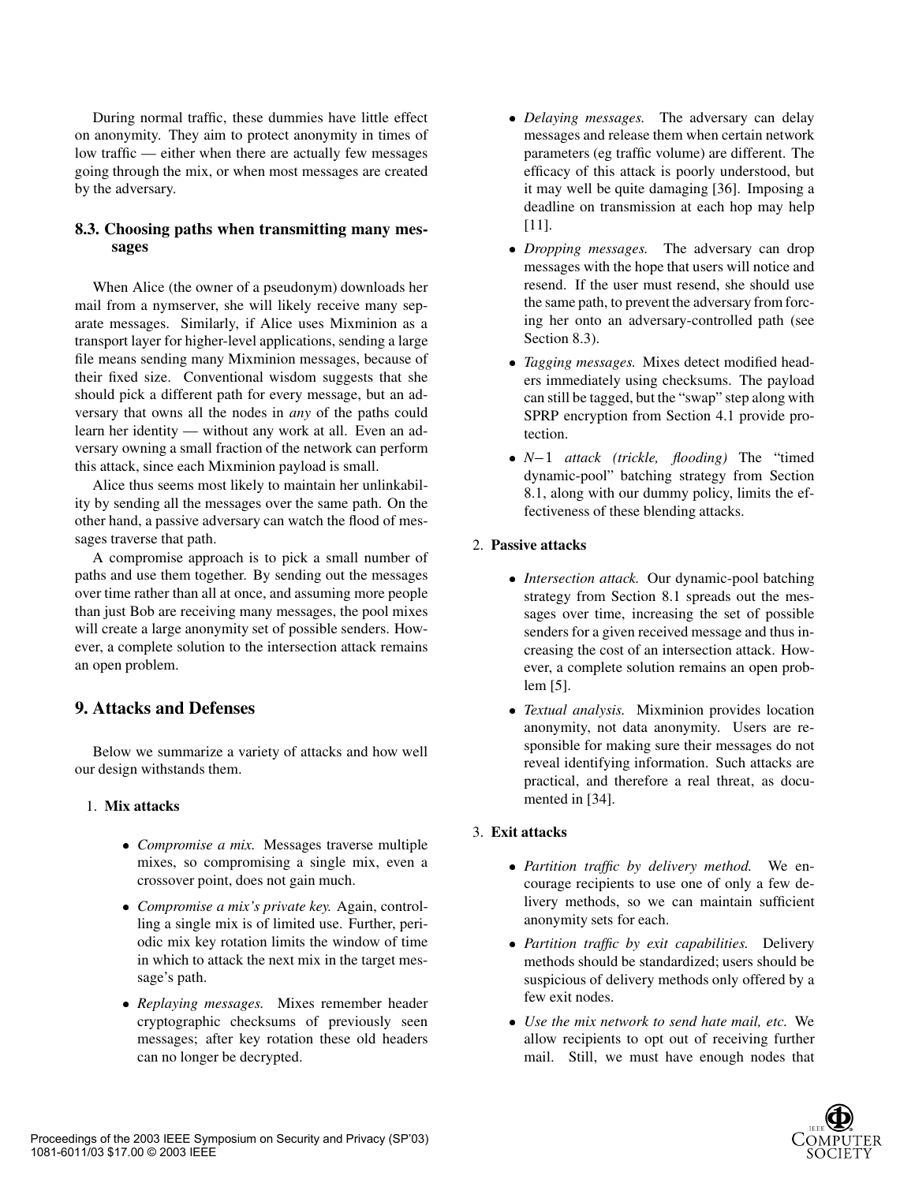During normal traffic, these dummies have little effect on anonymity. They aim to protect anonymity in times of low traffic — either when there are actually few messages going through the mix, or when most messages are created by the adversary.

### 8.3. Choosing paths when transmitting many messages

When Alice (the owner of a pseudonym) downloads her mail from a nymserver, she will likely receive many separate messages. Similarly, if Alice uses Mixminion as a transport layer for higher-level applications, sending a large file means sending many Mixminion messages, because of their fixed size. Conventional wisdom suggests that she should pick a different path for every message, but an adversary that owns all the nodes in *any* of the paths could learn her identity — without any work at all. Even an adversary owning a small fraction of the network can perform this attack, since each Mixminion payload is small.

Alice thus seems most likely to maintain her unlinkability by sending all the messages over the same path. On the other hand, a passive adversary can watch the flood of messages traverse that path.

A compromise approach is to pick a small number of paths and use them together. By sending out the messages over time rather than all at once, and assuming more people than just Bob are receiving many messages, the pool mixes will create a large anonymity set of possible senders. However, a complete solution to the intersection attack remains an open problem.

## 9. Attacks and Defenses

Below we summarize a variety of attacks and how well our design withstands them.

1. **Mix attacks**

    - *Compromise a mix.* Messages traverse multiple mixes, so compromising a single mix, even a crossover point, does not gain much.
    - *Compromise a mix's private key.* Again, controlling a single mix is of limited use. Further, periodic mix key rotation limits the window of time in which to attack the next mix in the target message's path.
    - *Replaying messages.* Mixes remember header cryptographic checksums of previously seen messages; after key rotation these old headers can no longer be decrypted.
    - *Delaying messages.* The adversary can delay messages and release them when certain network parameters (eg traffic volume) are different. The efficacy of this attack is poorly understood, but it may well be quite damaging [36]. Imposing a deadline on transmission at each hop may help [11].
    - *Dropping messages.* The adversary can drop messages with the hope that users will notice and resend. If the user must resend, she should use the same path, to prevent the adversary from forcing her onto an adversary-controlled path (see Section 8.3).
    - *Tagging messages.* Mixes detect modified headers immediately using checksums. The payload can still be tagged, but the "swap" step along with SPRP encryption from Section 4.1 provide protection.
    - *$N-1$ attack (trickle, flooding)* The "timed dynamic-pool" batching strategy from Section 8.1, along with our dummy policy, limits the effectiveness of these blending attacks.

2. **Passive attacks**

    - *Intersection attack.* Our dynamic-pool batching strategy from Section 8.1 spreads out the messages over time, increasing the set of possible senders for a given received message and thus increasing the cost of an intersection attack. However, a complete solution remains an open problem [5].
    - *Textual analysis.* Mixminion provides location anonymity, not data anonymity. Users are responsible for making sure their messages do not reveal identifying information. Such attacks are practical, and therefore a real threat, as documented in [34].

3. **Exit attacks**

    - *Partition traffic by delivery method.* We encourage recipients to use one of only a few delivery methods, so we can maintain sufficient anonymity sets for each.
    - *Partition traffic by exit capabilities.* Delivery methods should be standardized; users should be suspicious of delivery methods only offered by a few exit nodes.
    - *Use the mix network to send hate mail, etc.* We allow recipients to opt out of receiving further mail. Still, we must have enough nodes that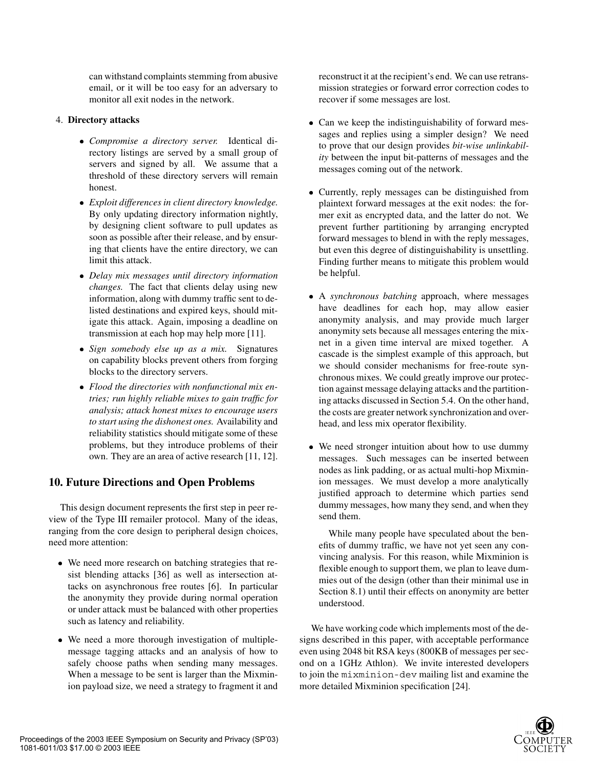can withstand complaints stemming from abusive email, or it will be too easy for an adversary to monitor all exit nodes in the network.

4. **Directory attacks**

   - *Compromise a directory server.* Identical directory listings are served by a small group of servers and signed by all. We assume that a threshold of these directory servers will remain honest.
   - *Exploit differences in client directory knowledge.* By only updating directory information nightly, by designing client software to pull updates as soon as possible after their release, and by ensuring that clients have the entire directory, we can limit this attack.
   - *Delay mix messages until directory information changes.* The fact that clients delay using new information, along with dummy traffic sent to delisted destinations and expired keys, should mitigate this attack. Again, imposing a deadline on transmission at each hop may help more [11].
   - *Sign somebody else up as a mix.* Signatures on capability blocks prevent others from forging blocks to the directory servers.
   - *Flood the directories with nonfunctional mix entries; run highly reliable mixes to gain traffic for analysis; attack honest mixes to encourage users to start using the dishonest ones.* Availability and reliability statistics should mitigate some of these problems, but they introduce problems of their own. They are an area of active research [11, 12].

## 10. Future Directions and Open Problems

This design document represents the first step in peer review of the Type III remailer protocol. Many of the ideas, ranging from the core design to peripheral design choices, need more attention:

- We need more research on batching strategies that resist blending attacks [36] as well as intersection attacks on asynchronous free routes [6]. In particular the anonymity they provide during normal operation or under attack must be balanced with other properties such as latency and reliability.
- We need a more thorough investigation of multiple-message tagging attacks and an analysis of how to safely choose paths when sending many messages. When a message to be sent is larger than the Mixminion payload size, we need a strategy to fragment it and reconstruct it at the recipient's end. We can use retransmission strategies or forward error correction codes to recover if some messages are lost.
- Can we keep the indistinguishability of forward messages and replies using a simpler design? We need to prove that our design provides *bit-wise unlinkability* between the input bit-patterns of messages and the messages coming out of the network.
- Currently, reply messages can be distinguished from plaintext forward messages at the exit nodes: the former exit as encrypted data, and the latter do not. We prevent further partitioning by arranging encrypted forward messages to blend in with the reply messages, but even this degree of distinguishability is unsettling. Finding further means to mitigate this problem would be helpful.
- A *synchronous batching* approach, where messages have deadlines for each hop, may allow easier anonymity analysis, and may provide much larger anonymity sets because all messages entering the mixnet in a given time interval are mixed together. A cascade is the simplest example of this approach, but we should consider mechanisms for free-route synchronous mixes. We could greatly improve our protection against message delaying attacks and the partitioning attacks discussed in Section 5.4. On the other hand, the costs are greater network synchronization and overhead, and less mix operator flexibility.
- We need stronger intuition about how to use dummy messages. Such messages can be inserted between nodes as link padding, or as actual multi-hop Mixminion messages. We must develop a more analytically justified approach to determine which parties send dummy messages, how many they send, and when they send them.

  While many people have speculated about the benefits of dummy traffic, we have not yet seen any convincing analysis. For this reason, while Mixminion is flexible enough to support them, we plan to leave dummies out of the design (other than their minimal use in Section 8.1) until their effects on anonymity are better understood.

We have working code which implements most of the designs described in this paper, with acceptable performance even using 2048 bit RSA keys (800KB of messages per second on a 1GHz Athlon). We invite interested developers to join the `mixminion-dev` mailing list and examine the more detailed Mixminion specification [24].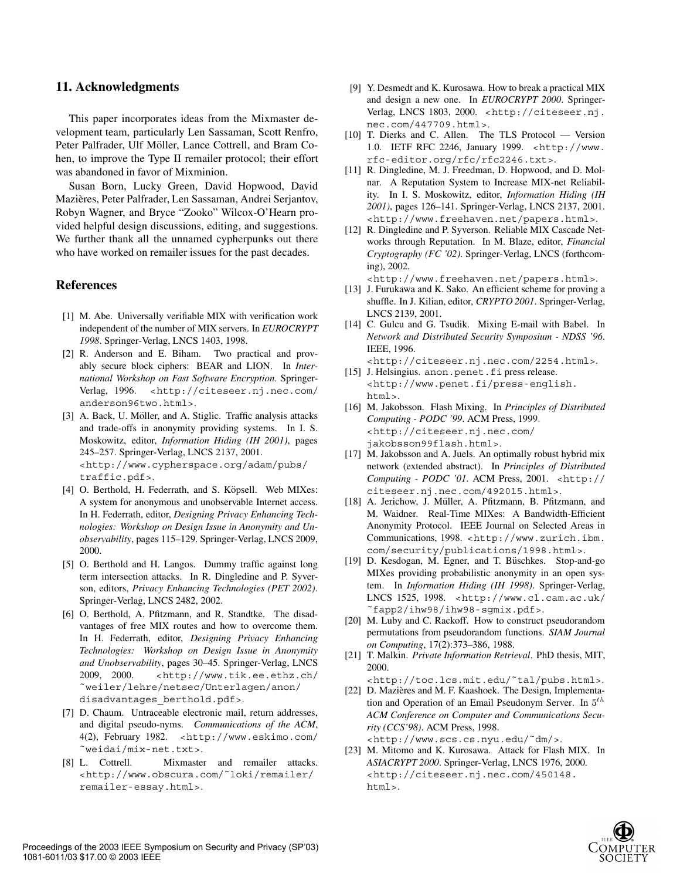## 11. Acknowledgments

This paper incorporates ideas from the Mixmaster development team, particularly Len Sassaman, Scott Renfro, Peter Palfrader, Ulf Möller, Lance Cottrell, and Bram Cohen, to improve the Type II remailer protocol; their effort was abandoned in favor of Mixminion.

Susan Born, Lucky Green, David Hopwood, David Mazières, Peter Palfrader, Len Sassaman, Andrei Serjantov, Robyn Wagner, and Bryce "Zooko" Wilcox-O'Hearn provided helpful design discussions, editing, and suggestions. We further thank all the unnamed cypherpunks out there who have worked on remailer issues for the past decades.

## References

[1] M. Abe. Universally verifiable MIX with verification work independent of the number of MIX servers. In *EUROCRYPT 1998*. Springer-Verlag, LNCS 1403, 1998.

[2] R. Anderson and E. Biham. Two practical and provably secure block ciphers: BEAR and LION. In *International Workshop on Fast Software Encryption*. Springer-Verlag, 1996. <http://citeseer.nj.nec.com/anderson96two.html>.

[3] A. Back, U. Möller, and A. Stiglic. Traffic analysis attacks and trade-offs in anonymity providing systems. In I. S. Moskowitz, editor, *Information Hiding (IH 2001)*, pages 245–257. Springer-Verlag, LNCS 2137, 2001. <http://www.cypherspace.org/adam/pubs/traffic.pdf>.

[4] O. Berthold, H. Federrath, and S. Köpsell. Web MIXes: A system for anonymous and unobservable Internet access. In H. Federrath, editor, *Designing Privacy Enhancing Technologies: Workshop on Design Issue in Anonymity and Unobservability*, pages 115–129. Springer-Verlag, LNCS 2009, 2000.

[5] O. Berthold and H. Langos. Dummy traffic against long term intersection attacks. In R. Dingledine and P. Syverson, editors, *Privacy Enhancing Technologies (PET 2002)*. Springer-Verlag, LNCS 2482, 2002.

[6] O. Berthold, A. Pfitzmann, and R. Standtke. The disadvantages of free MIX routes and how to overcome them. In H. Federrath, editor, *Designing Privacy Enhancing Technologies: Workshop on Design Issue in Anonymity and Unobservability*, pages 30–45. Springer-Verlag, LNCS 2009, 2000. <http://www.tik.ee.ethz.ch/~weiler/lehre/netsec/Unterlagen/anon/disadvantages_berthold.pdf>.

[7] D. Chaum. Untraceable electronic mail, return addresses, and digital pseudo-nyms. *Communications of the ACM*, 4(2), February 1982. <http://www.eskimo.com/~weidai/mix-net.txt>.

[8] L. Cottrell. Mixmaster and remailer attacks. <http://www.obscura.com/~loki/remailer/remailer-essay.html>.

[9] Y. Desmedt and K. Kurosawa. How to break a practical MIX and design a new one. In *EUROCRYPT 2000*. Springer-Verlag, LNCS 1803, 2000. <http://citeseer.nj.nec.com/447709.html>.

[10] T. Dierks and C. Allen. The TLS Protocol — Version 1.0. IETF RFC 2246, January 1999. <http://www.rfc-editor.org/rfc/rfc2246.txt>.

[11] R. Dingledine, M. J. Freedman, D. Hopwood, and D. Molnar. A Reputation System to Increase MIX-net Reliability. In I. S. Moskowitz, editor, *Information Hiding (IH 2001)*, pages 126–141. Springer-Verlag, LNCS 2137, 2001. <http://www.freehaven.net/papers.html>.

[12] R. Dingledine and P. Syverson. Reliable MIX Cascade Networks through Reputation. In M. Blaze, editor, *Financial Cryptography (FC '02)*. Springer-Verlag, LNCS (forthcoming), 2002. <http://www.freehaven.net/papers.html>.

[13] J. Furukawa and K. Sako. An efficient scheme for proving a shuffle. In J. Kilian, editor, *CRYPTO 2001*. Springer-Verlag, LNCS 2139, 2001.

[14] C. Gulcu and G. Tsudik. Mixing E-mail with Babel. In *Network and Distributed Security Symposium - NDSS '96*. IEEE, 1996. <http://citeseer.nj.nec.com/2254.html>.

[15] J. Helsingius. anon.penet.fi press release. <http://www.penet.fi/press-english.html>.

[16] M. Jakobsson. Flash Mixing. In *Principles of Distributed Computing - PODC '99*. ACM Press, 1999. <http://citeseer.nj.nec.com/jakobsson99flash.html>.

[17] M. Jakobsson and A. Juels. An optimally robust hybrid mix network (extended abstract). In *Principles of Distributed Computing - PODC '01*. ACM Press, 2001. <http://citeseer.nj.nec.com/492015.html>.

[18] A. Jerichow, J. Müller, A. Pfitzmann, B. Pfitzmann, and M. Waidner. Real-Time MIXes: A Bandwidth-Efficient Anonymity Protocol. IEEE Journal on Selected Areas in Communications, 1998. <http://www.zurich.ibm.com/security/publications/1998.html>.

[19] D. Kesdogan, M. Egner, and T. Büschkes. Stop-and-go MIXes providing probabilistic anonymity in an open system. In *Information Hiding (IH 1998)*. Springer-Verlag, LNCS 1525, 1998. <http://www.cl.cam.ac.uk/~fapp2/ihw98/ihw98-sgmix.pdf>.

[20] M. Luby and C. Rackoff. How to construct pseudorandom permutations from pseudorandom functions. *SIAM Journal on Computing*, 17(2):373–386, 1988.

[21] T. Malkin. *Private Information Retrieval*. PhD thesis, MIT, 2000. <http://toc.lcs.mit.edu/~tal/pubs.html>.

[22] D. Mazières and M. F. Kaashoek. The Design, Implementation and Operation of an Email Pseudonym Server. In $5^{th}$ *ACM Conference on Computer and Communications Security (CCS'98)*. ACM Press, 1998. <http://www.scs.cs.nyu.edu/~dm/>.

[23] M. Mitomo and K. Kurosawa. Attack for Flash MIX. In *ASIACRYPT 2000*. Springer-Verlag, LNCS 1976, 2000. <http://citeseer.nj.nec.com/450148.html>.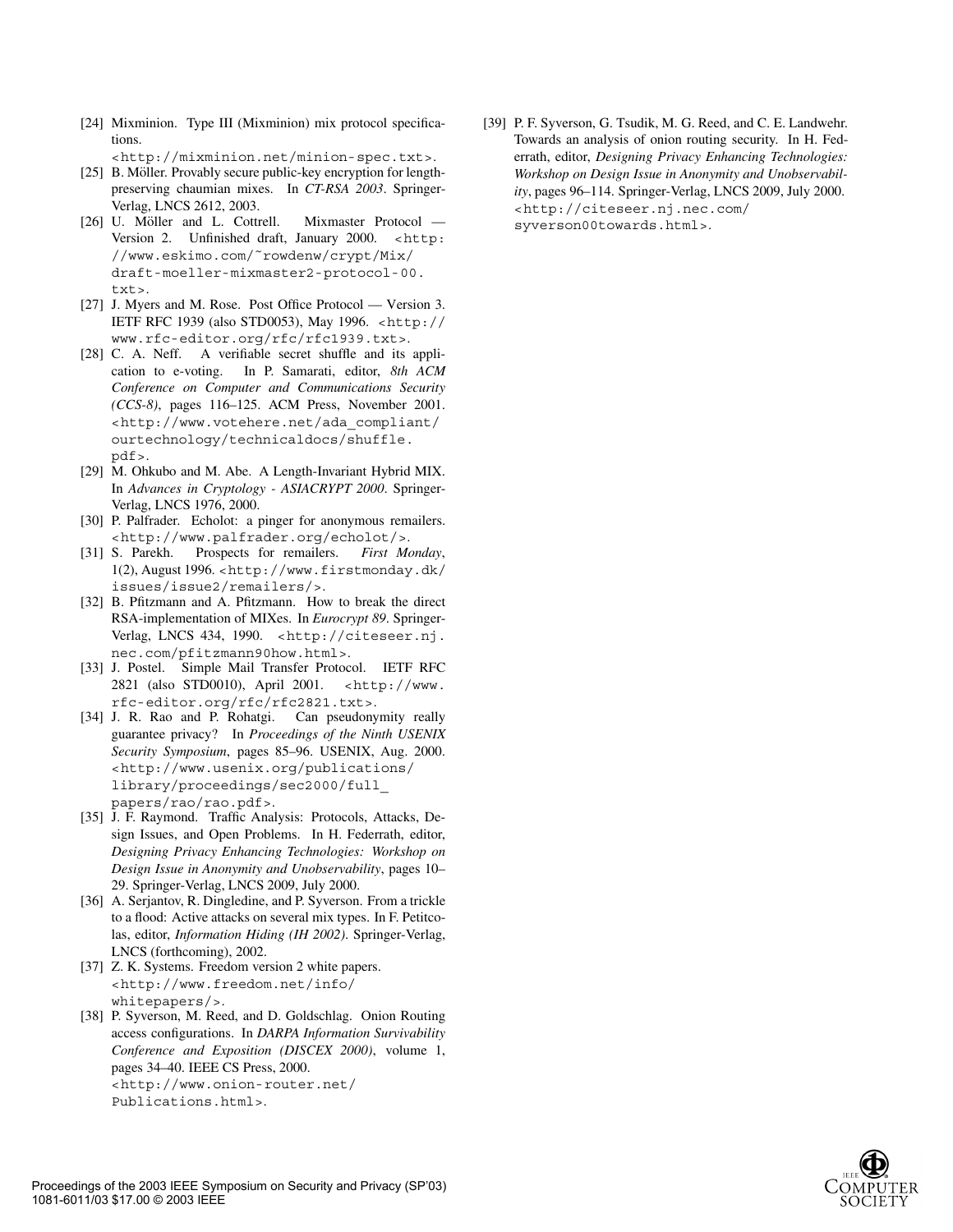[24] Mixminion. Type III (Mixminion) mix protocol specifications. <http://mixminion.net/minion-spec.txt>.

[25] B. Möller. Provably secure public-key encryption for length-preserving chaumian mixes. In *CT-RSA 2003*. Springer-Verlag, LNCS 2612, 2003.

[26] U. Möller and L. Cottrell. Mixmaster Protocol — Version 2. Unfinished draft, January 2000. <http://www.eskimo.com/~rowdenw/crypt/Mix/draft-moeller-mixmaster2-protocol-00.txt>.

[27] J. Myers and M. Rose. Post Office Protocol — Version 3. IETF RFC 1939 (also STD0053), May 1996. <http://www.rfc-editor.org/rfc/rfc1939.txt>.

[28] C. A. Neff. A verifiable secret shuffle and its application to e-voting. In P. Samarati, editor, *8th ACM Conference on Computer and Communications Security (CCS-8)*, pages 116–125. ACM Press, November 2001. <http://www.votehere.net/ada_compliant/ourtechnology/technicaldocs/shuffle.pdf>.

[29] M. Ohkubo and M. Abe. A Length-Invariant Hybrid MIX. In *Advances in Cryptology - ASIACRYPT 2000*. Springer-Verlag, LNCS 1976, 2000.

[30] P. Palfrader. Echolot: a pinger for anonymous remailers. <http://www.palfrader.org/echolot/>.

[31] S. Parekh. Prospects for remailers. *First Monday*, 1(2), August 1996. <http://www.firstmonday.dk/issues/issue2/remailers/>.

[32] B. Pfitzmann and A. Pfitzmann. How to break the direct RSA-implementation of MIXes. In *Eurocrypt 89*. Springer-Verlag, LNCS 434, 1990. <http://citeseer.nj.nec.com/pfitzmann90how.html>.

[33] J. Postel. Simple Mail Transfer Protocol. IETF RFC 2821 (also STD0010), April 2001. <http://www.rfc-editor.org/rfc/rfc2821.txt>.

[34] J. R. Rao and P. Rohatgi. Can pseudonymity really guarantee privacy? In *Proceedings of the Ninth USENIX Security Symposium*, pages 85–96. USENIX, Aug. 2000. <http://www.usenix.org/publications/library/proceedings/sec2000/full_papers/rao/rao.pdf>.

[35] J. F. Raymond. Traffic Analysis: Protocols, Attacks, Design Issues, and Open Problems. In H. Federrath, editor, *Designing Privacy Enhancing Technologies: Workshop on Design Issue in Anonymity and Unobservability*, pages 10–29. Springer-Verlag, LNCS 2009, July 2000.

[36] A. Serjantov, R. Dingledine, and P. Syverson. From a trickle to a flood: Active attacks on several mix types. In F. Petitcolas, editor, *Information Hiding (IH 2002)*. Springer-Verlag, LNCS (forthcoming), 2002.

[37] Z. K. Systems. Freedom version 2 white papers. <http://www.freedom.net/info/whitepapers/>.

[38] P. Syverson, M. Reed, and D. Goldschlag. Onion Routing access configurations. In *DARPA Information Survivability Conference and Exposition (DISCEX 2000)*, volume 1, pages 34–40. IEEE CS Press, 2000. <http://www.onion-router.net/Publications.html>.

[39] P. F. Syverson, G. Tsudik, M. G. Reed, and C. E. Landwehr. Towards an analysis of onion routing security. In H. Federrath, editor, *Designing Privacy Enhancing Technologies: Workshop on Design Issue in Anonymity and Unobservability*, pages 96–114. Springer-Verlag, LNCS 2009, July 2000. <http://citeseer.nj.nec.com/syverson00towards.html>.